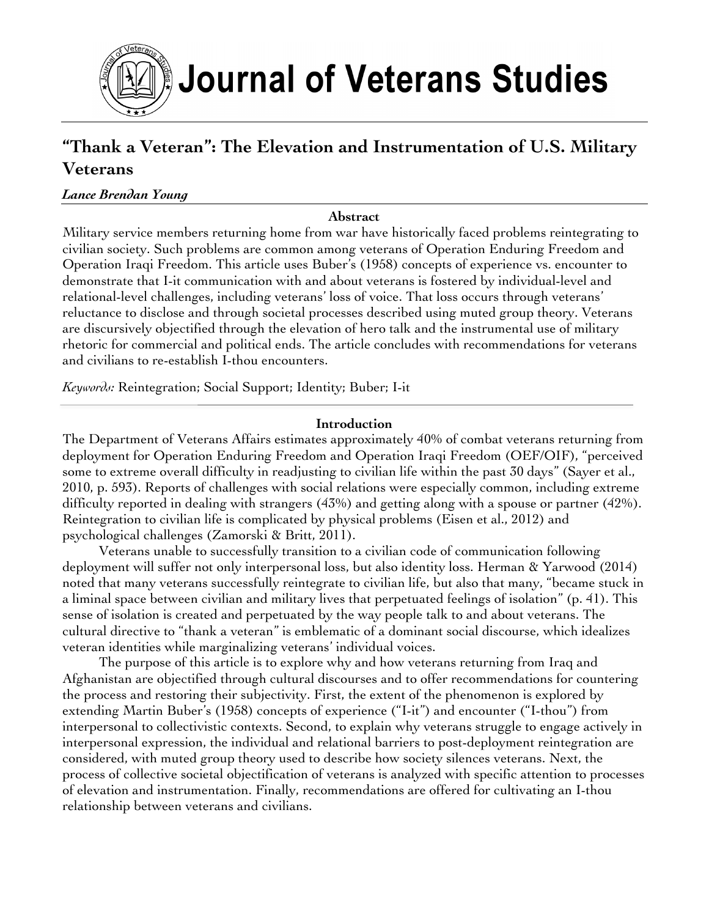# Journal of Veterans Studies

## "Thank a Veteran": The Elevation and Instrumentation of U.S. Military Veterans

***Lance Brendan Young***

**Abstract**

Military service members returning home from war have historically faced problems reintegrating to civilian society. Such problems are common among veterans of Operation Enduring Freedom and Operation Iraqi Freedom. This article uses Buber's (1958) concepts of experience vs. encounter to demonstrate that I-it communication with and about veterans is fostered by individual-level and relational-level challenges, including veterans' loss of voice. That loss occurs through veterans' reluctance to disclose and through societal processes described using muted group theory. Veterans are discursively objectified through the elevation of hero talk and the instrumental use of military rhetoric for commercial and political ends. The article concludes with recommendations for veterans and civilians to re-establish I-thou encounters.

*Keywords:* Reintegration; Social Support; Identity; Buber; I-it

**Introduction**

The Department of Veterans Affairs estimates approximately 40% of combat veterans returning from deployment for Operation Enduring Freedom and Operation Iraqi Freedom (OEF/OIF), "perceived some to extreme overall difficulty in readjusting to civilian life within the past 30 days" (Sayer et al., 2010, p. 593). Reports of challenges with social relations were especially common, including extreme difficulty reported in dealing with strangers (43%) and getting along with a spouse or partner (42%). Reintegration to civilian life is complicated by physical problems (Eisen et al., 2012) and psychological challenges (Zamorski & Britt, 2011).

Veterans unable to successfully transition to a civilian code of communication following deployment will suffer not only interpersonal loss, but also identity loss. Herman & Yarwood (2014) noted that many veterans successfully reintegrate to civilian life, but also that many, "became stuck in a liminal space between civilian and military lives that perpetuated feelings of isolation" (p. 41). This sense of isolation is created and perpetuated by the way people talk to and about veterans. The cultural directive to "thank a veteran" is emblematic of a dominant social discourse, which idealizes veteran identities while marginalizing veterans' individual voices.

The purpose of this article is to explore why and how veterans returning from Iraq and Afghanistan are objectified through cultural discourses and to offer recommendations for countering the process and restoring their subjectivity. First, the extent of the phenomenon is explored by extending Martin Buber's (1958) concepts of experience ("I-it") and encounter ("I-thou") from interpersonal to collectivistic contexts. Second, to explain why veterans struggle to engage actively in interpersonal expression, the individual and relational barriers to post-deployment reintegration are considered, with muted group theory used to describe how society silences veterans. Next, the process of collective societal objectification of veterans is analyzed with specific attention to processes of elevation and instrumentation. Finally, recommendations are offered for cultivating an I-thou relationship between veterans and civilians.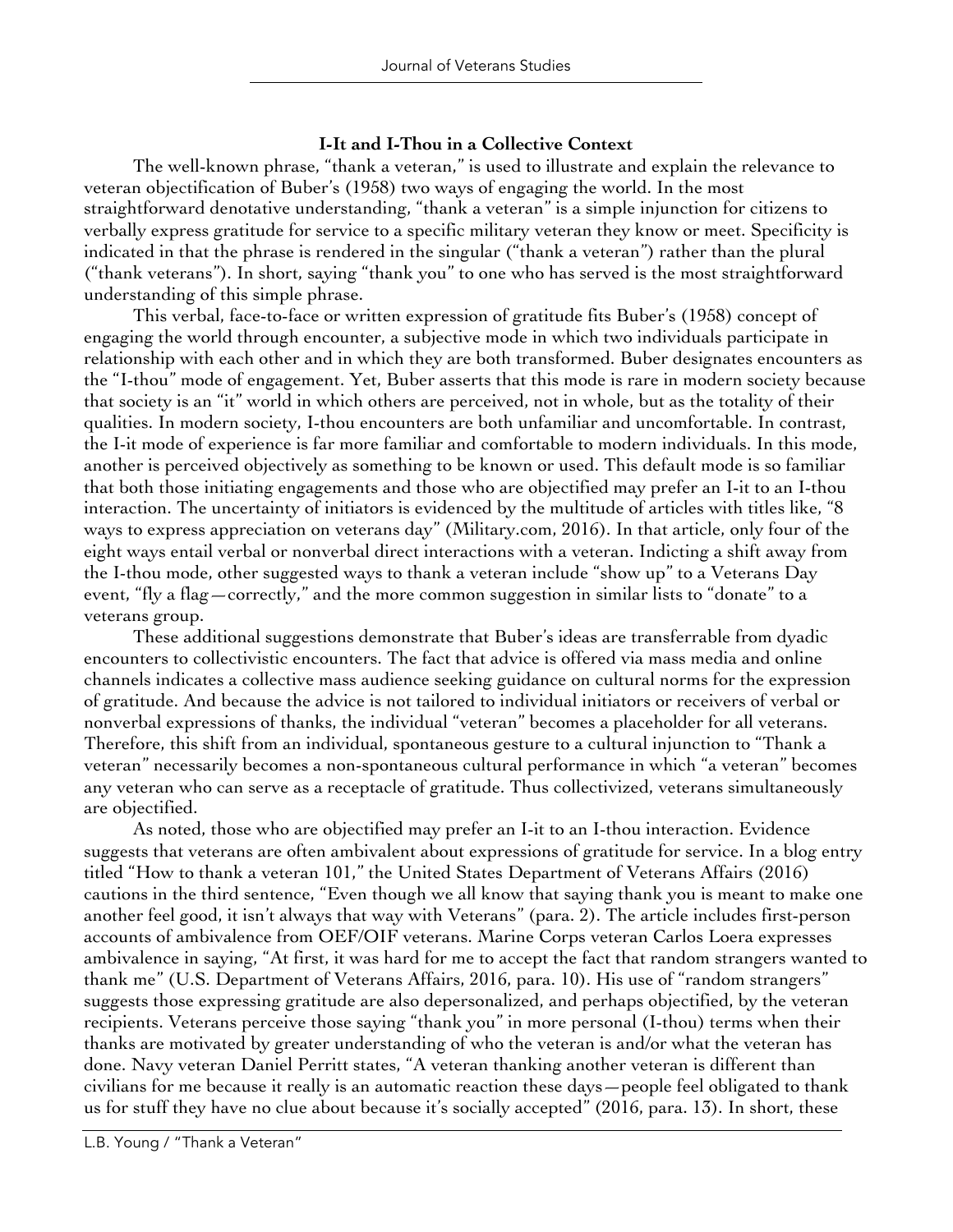**I-It and I-Thou in a Collective Context**

The well-known phrase, "thank a veteran," is used to illustrate and explain the relevance to veteran objectification of Buber's (1958) two ways of engaging the world. In the most straightforward denotative understanding, "thank a veteran" is a simple injunction for citizens to verbally express gratitude for service to a specific military veteran they know or meet. Specificity is indicated in that the phrase is rendered in the singular ("thank a veteran") rather than the plural ("thank veterans"). In short, saying "thank you" to one who has served is the most straightforward understanding of this simple phrase.

This verbal, face-to-face or written expression of gratitude fits Buber's (1958) concept of engaging the world through encounter, a subjective mode in which two individuals participate in relationship with each other and in which they are both transformed. Buber designates encounters as the "I-thou" mode of engagement. Yet, Buber asserts that this mode is rare in modern society because that society is an "it" world in which others are perceived, not in whole, but as the totality of their qualities. In modern society, I-thou encounters are both unfamiliar and uncomfortable. In contrast, the I-it mode of experience is far more familiar and comfortable to modern individuals. In this mode, another is perceived objectively as something to be known or used. This default mode is so familiar that both those initiating engagements and those who are objectified may prefer an I-it to an I-thou interaction. The uncertainty of initiators is evidenced by the multitude of articles with titles like, "8 ways to express appreciation on veterans day" (Military.com, 2016). In that article, only four of the eight ways entail verbal or nonverbal direct interactions with a veteran. Indicting a shift away from the I-thou mode, other suggested ways to thank a veteran include "show up" to a Veterans Day event, "fly a flag—correctly," and the more common suggestion in similar lists to "donate" to a veterans group.

These additional suggestions demonstrate that Buber's ideas are transferrable from dyadic encounters to collectivistic encounters. The fact that advice is offered via mass media and online channels indicates a collective mass audience seeking guidance on cultural norms for the expression of gratitude. And because the advice is not tailored to individual initiators or receivers of verbal or nonverbal expressions of thanks, the individual "veteran" becomes a placeholder for all veterans. Therefore, this shift from an individual, spontaneous gesture to a cultural injunction to "Thank a veteran" necessarily becomes a non-spontaneous cultural performance in which "a veteran" becomes any veteran who can serve as a receptacle of gratitude. Thus collectivized, veterans simultaneously are objectified.

As noted, those who are objectified may prefer an I-it to an I-thou interaction. Evidence suggests that veterans are often ambivalent about expressions of gratitude for service. In a blog entry titled "How to thank a veteran 101," the United States Department of Veterans Affairs (2016) cautions in the third sentence, "Even though we all know that saying thank you is meant to make one another feel good, it isn't always that way with Veterans" (para. 2). The article includes first-person accounts of ambivalence from OEF/OIF veterans. Marine Corps veteran Carlos Loera expresses ambivalence in saying, "At first, it was hard for me to accept the fact that random strangers wanted to thank me" (U.S. Department of Veterans Affairs, 2016, para. 10). His use of "random strangers" suggests those expressing gratitude are also depersonalized, and perhaps objectified, by the veteran recipients. Veterans perceive those saying "thank you" in more personal (I-thou) terms when their thanks are motivated by greater understanding of who the veteran is and/or what the veteran has done. Navy veteran Daniel Perritt states, "A veteran thanking another veteran is different than civilians for me because it really is an automatic reaction these days—people feel obligated to thank us for stuff they have no clue about because it's socially accepted" (2016, para. 13). In short, these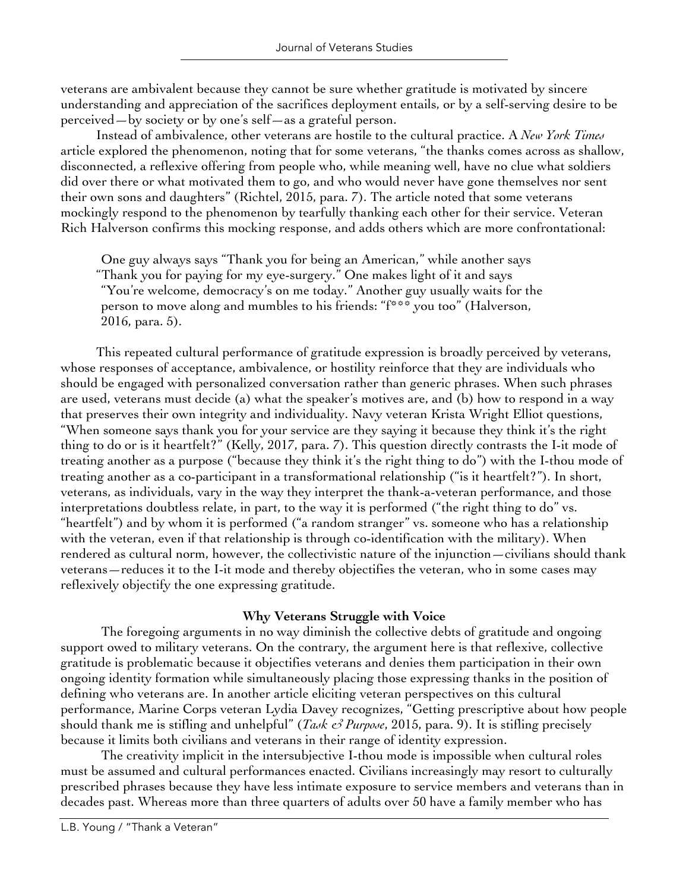veterans are ambivalent because they cannot be sure whether gratitude is motivated by sincere understanding and appreciation of the sacrifices deployment entails, or by a self-serving desire to be perceived—by society or by one's self—as a grateful person.

Instead of ambivalence, other veterans are hostile to the cultural practice. A *New York Times* article explored the phenomenon, noting that for some veterans, "the thanks comes across as shallow, disconnected, a reflexive offering from people who, while meaning well, have no clue what soldiers did over there or what motivated them to go, and who would never have gone themselves nor sent their own sons and daughters" (Richtel, 2015, para. 7). The article noted that some veterans mockingly respond to the phenomenon by tearfully thanking each other for their service. Veteran Rich Halverson confirms this mocking response, and adds others which are more confrontational:

> One guy always says "Thank you for being an American," while another says "Thank you for paying for my eye-surgery." One makes light of it and says "You're welcome, democracy's on me today." Another guy usually waits for the person to move along and mumbles to his friends: "f*** you too" (Halverson, 2016, para. 5).

This repeated cultural performance of gratitude expression is broadly perceived by veterans, whose responses of acceptance, ambivalence, or hostility reinforce that they are individuals who should be engaged with personalized conversation rather than generic phrases. When such phrases are used, veterans must decide (a) what the speaker's motives are, and (b) how to respond in a way that preserves their own integrity and individuality. Navy veteran Krista Wright Elliot questions, "When someone says thank you for your service are they saying it because they think it's the right thing to do or is it heartfelt?" (Kelly, 2017, para. 7). This question directly contrasts the I-it mode of treating another as a purpose ("because they think it's the right thing to do") with the I-thou mode of treating another as a co-participant in a transformational relationship ("is it heartfelt?"). In short, veterans, as individuals, vary in the way they interpret the thank-a-veteran performance, and those interpretations doubtless relate, in part, to the way it is performed ("the right thing to do" vs. "heartfelt") and by whom it is performed ("a random stranger" vs. someone who has a relationship with the veteran, even if that relationship is through co-identification with the military). When rendered as cultural norm, however, the collectivistic nature of the injunction—civilians should thank veterans—reduces it to the I-it mode and thereby objectifies the veteran, who in some cases may reflexively objectify the one expressing gratitude.

## Why Veterans Struggle with Voice

The foregoing arguments in no way diminish the collective debts of gratitude and ongoing support owed to military veterans. On the contrary, the argument here is that reflexive, collective gratitude is problematic because it objectifies veterans and denies them participation in their own ongoing identity formation while simultaneously placing those expressing thanks in the position of defining who veterans are. In another article eliciting veteran perspectives on this cultural performance, Marine Corps veteran Lydia Davey recognizes, "Getting prescriptive about how people should thank me is stifling and unhelpful" (*Task & Purpose*, 2015, para. 9). It is stifling precisely because it limits both civilians and veterans in their range of identity expression.

The creativity implicit in the intersubjective I-thou mode is impossible when cultural roles must be assumed and cultural performances enacted. Civilians increasingly may resort to culturally prescribed phrases because they have less intimate exposure to service members and veterans than in decades past. Whereas more than three quarters of adults over 50 have a family member who has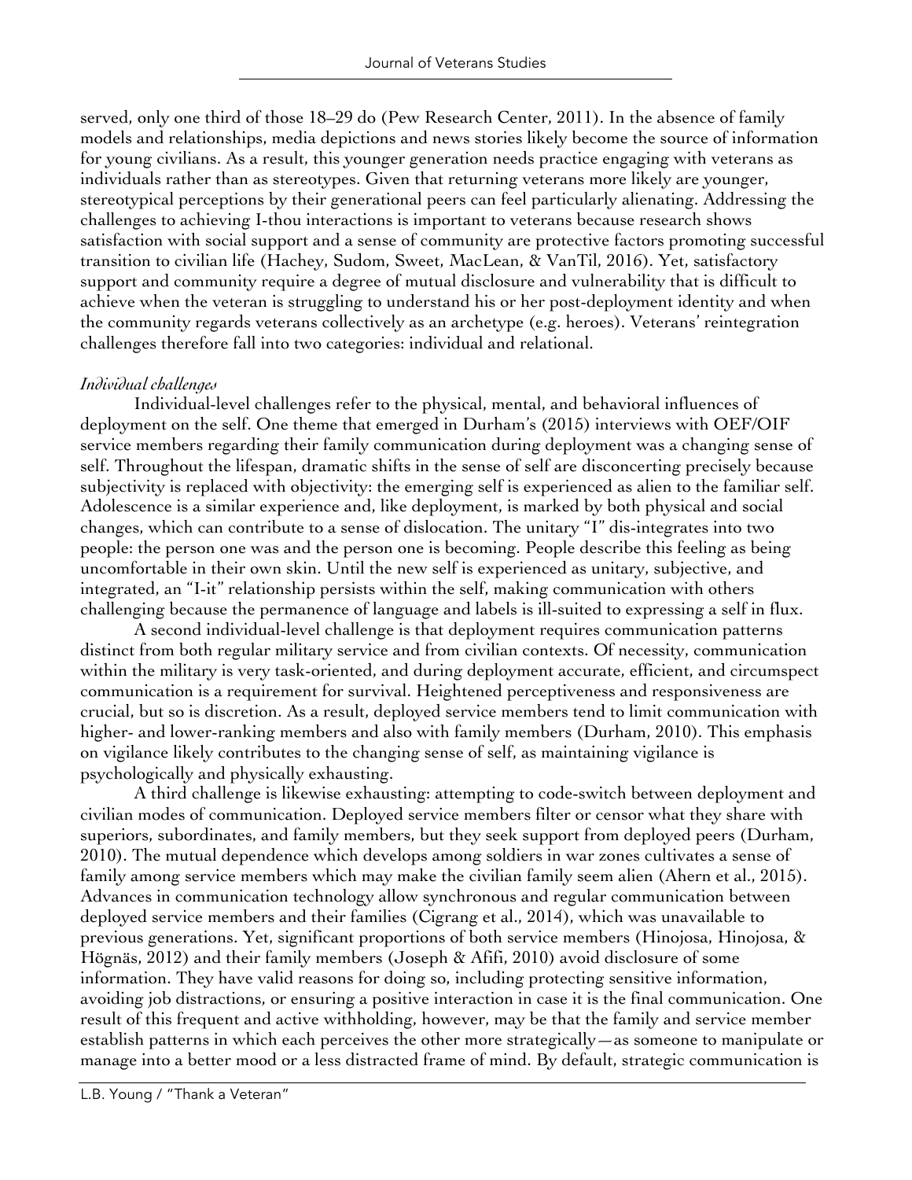served, only one third of those 18–29 do (Pew Research Center, 2011). In the absence of family models and relationships, media depictions and news stories likely become the source of information for young civilians. As a result, this younger generation needs practice engaging with veterans as individuals rather than as stereotypes. Given that returning veterans more likely are younger, stereotypical perceptions by their generational peers can feel particularly alienating. Addressing the challenges to achieving I-thou interactions is important to veterans because research shows satisfaction with social support and a sense of community are protective factors promoting successful transition to civilian life (Hachey, Sudom, Sweet, MacLean, & VanTil, 2016). Yet, satisfactory support and community require a degree of mutual disclosure and vulnerability that is difficult to achieve when the veteran is struggling to understand his or her post-deployment identity and when the community regards veterans collectively as an archetype (e.g. heroes). Veterans' reintegration challenges therefore fall into two categories: individual and relational.

*Individual challenges*

Individual-level challenges refer to the physical, mental, and behavioral influences of deployment on the self. One theme that emerged in Durham's (2015) interviews with OEF/OIF service members regarding their family communication during deployment was a changing sense of self. Throughout the lifespan, dramatic shifts in the sense of self are disconcerting precisely because subjectivity is replaced with objectivity: the emerging self is experienced as alien to the familiar self. Adolescence is a similar experience and, like deployment, is marked by both physical and social changes, which can contribute to a sense of dislocation. The unitary "I" dis-integrates into two people: the person one was and the person one is becoming. People describe this feeling as being uncomfortable in their own skin. Until the new self is experienced as unitary, subjective, and integrated, an "I-it" relationship persists within the self, making communication with others challenging because the permanence of language and labels is ill-suited to expressing a self in flux.

A second individual-level challenge is that deployment requires communication patterns distinct from both regular military service and from civilian contexts. Of necessity, communication within the military is very task-oriented, and during deployment accurate, efficient, and circumspect communication is a requirement for survival. Heightened perceptiveness and responsiveness are crucial, but so is discretion. As a result, deployed service members tend to limit communication with higher- and lower-ranking members and also with family members (Durham, 2010). This emphasis on vigilance likely contributes to the changing sense of self, as maintaining vigilance is psychologically and physically exhausting.

A third challenge is likewise exhausting: attempting to code-switch between deployment and civilian modes of communication. Deployed service members filter or censor what they share with superiors, subordinates, and family members, but they seek support from deployed peers (Durham, 2010). The mutual dependence which develops among soldiers in war zones cultivates a sense of family among service members which may make the civilian family seem alien (Ahern et al., 2015). Advances in communication technology allow synchronous and regular communication between deployed service members and their families (Cigrang et al., 2014), which was unavailable to previous generations. Yet, significant proportions of both service members (Hinojosa, Hinojosa, & Högnäs, 2012) and their family members (Joseph & Afifi, 2010) avoid disclosure of some information. They have valid reasons for doing so, including protecting sensitive information, avoiding job distractions, or ensuring a positive interaction in case it is the final communication. One result of this frequent and active withholding, however, may be that the family and service member establish patterns in which each perceives the other more strategically—as someone to manipulate or manage into a better mood or a less distracted frame of mind. By default, strategic communication is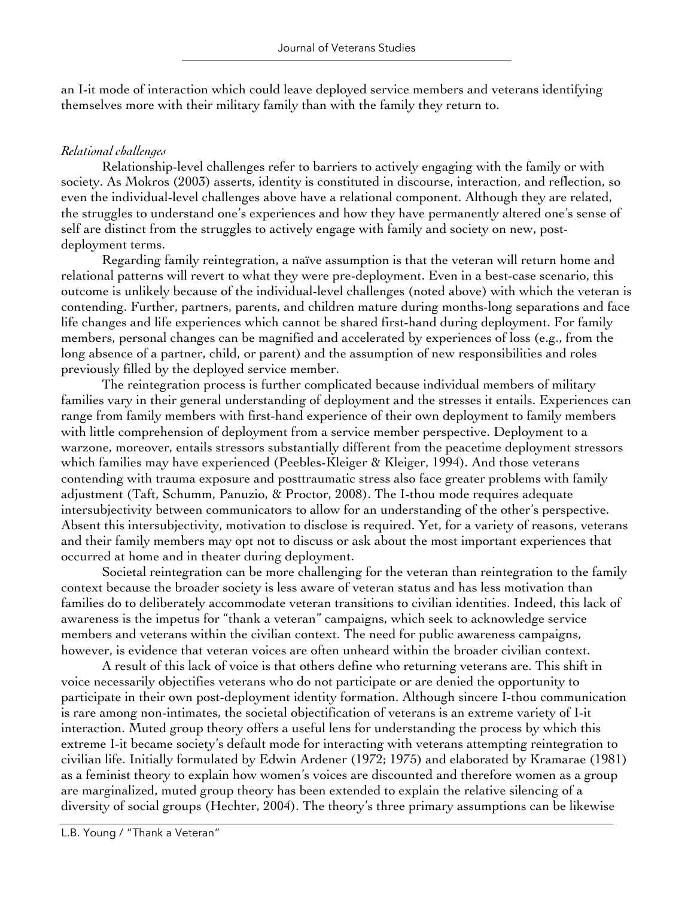an I-it mode of interaction which could leave deployed service members and veterans identifying themselves more with their military family than with the family they return to.

*Relational challenges*

Relationship-level challenges refer to barriers to actively engaging with the family or with society. As Mokros (2003) asserts, identity is constituted in discourse, interaction, and reflection, so even the individual-level challenges above have a relational component. Although they are related, the struggles to understand one's experiences and how they have permanently altered one's sense of self are distinct from the struggles to actively engage with family and society on new, post-deployment terms.

Regarding family reintegration, a naïve assumption is that the veteran will return home and relational patterns will revert to what they were pre-deployment. Even in a best-case scenario, this outcome is unlikely because of the individual-level challenges (noted above) with which the veteran is contending. Further, partners, parents, and children mature during months-long separations and face life changes and life experiences which cannot be shared first-hand during deployment. For family members, personal changes can be magnified and accelerated by experiences of loss (e.g., from the long absence of a partner, child, or parent) and the assumption of new responsibilities and roles previously filled by the deployed service member.

The reintegration process is further complicated because individual members of military families vary in their general understanding of deployment and the stresses it entails. Experiences can range from family members with first-hand experience of their own deployment to family members with little comprehension of deployment from a service member perspective. Deployment to a warzone, moreover, entails stressors substantially different from the peacetime deployment stressors which families may have experienced (Peebles-Kleiger & Kleiger, 1994). And those veterans contending with trauma exposure and posttraumatic stress also face greater problems with family adjustment (Taft, Schumm, Panuzio, & Proctor, 2008). The I-thou mode requires adequate intersubjectivity between communicators to allow for an understanding of the other's perspective. Absent this intersubjectivity, motivation to disclose is required. Yet, for a variety of reasons, veterans and their family members may opt not to discuss or ask about the most important experiences that occurred at home and in theater during deployment.

Societal reintegration can be more challenging for the veteran than reintegration to the family context because the broader society is less aware of veteran status and has less motivation than families do to deliberately accommodate veteran transitions to civilian identities. Indeed, this lack of awareness is the impetus for "thank a veteran" campaigns, which seek to acknowledge service members and veterans within the civilian context. The need for public awareness campaigns, however, is evidence that veteran voices are often unheard within the broader civilian context.

A result of this lack of voice is that others define who returning veterans are. This shift in voice necessarily objectifies veterans who do not participate or are denied the opportunity to participate in their own post-deployment identity formation. Although sincere I-thou communication is rare among non-intimates, the societal objectification of veterans is an extreme variety of I-it interaction. Muted group theory offers a useful lens for understanding the process by which this extreme I-it became society's default mode for interacting with veterans attempting reintegration to civilian life. Initially formulated by Edwin Ardener (1972; 1975) and elaborated by Kramarae (1981) as a feminist theory to explain how women's voices are discounted and therefore women as a group are marginalized, muted group theory has been extended to explain the relative silencing of a diversity of social groups (Hechter, 2004). The theory's three primary assumptions can be likewise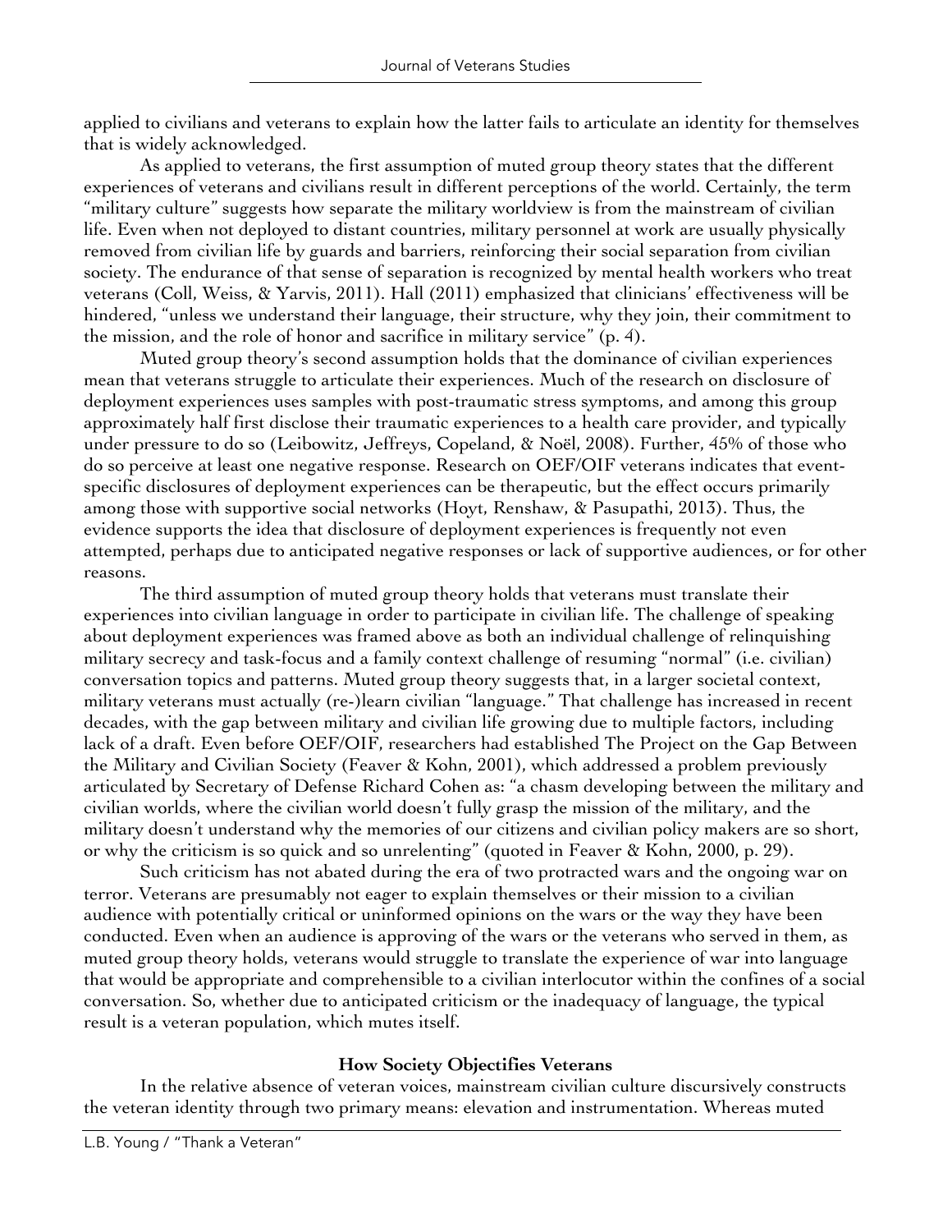applied to civilians and veterans to explain how the latter fails to articulate an identity for themselves that is widely acknowledged.

As applied to veterans, the first assumption of muted group theory states that the different experiences of veterans and civilians result in different perceptions of the world. Certainly, the term "military culture" suggests how separate the military worldview is from the mainstream of civilian life. Even when not deployed to distant countries, military personnel at work are usually physically removed from civilian life by guards and barriers, reinforcing their social separation from civilian society. The endurance of that sense of separation is recognized by mental health workers who treat veterans (Coll, Weiss, & Yarvis, 2011). Hall (2011) emphasized that clinicians' effectiveness will be hindered, "unless we understand their language, their structure, why they join, their commitment to the mission, and the role of honor and sacrifice in military service" (p. 4).

Muted group theory's second assumption holds that the dominance of civilian experiences mean that veterans struggle to articulate their experiences. Much of the research on disclosure of deployment experiences uses samples with post-traumatic stress symptoms, and among this group approximately half first disclose their traumatic experiences to a health care provider, and typically under pressure to do so (Leibowitz, Jeffreys, Copeland, & Noël, 2008). Further, 45% of those who do so perceive at least one negative response. Research on OEF/OIF veterans indicates that event-specific disclosures of deployment experiences can be therapeutic, but the effect occurs primarily among those with supportive social networks (Hoyt, Renshaw, & Pasupathi, 2013). Thus, the evidence supports the idea that disclosure of deployment experiences is frequently not even attempted, perhaps due to anticipated negative responses or lack of supportive audiences, or for other reasons.

The third assumption of muted group theory holds that veterans must translate their experiences into civilian language in order to participate in civilian life. The challenge of speaking about deployment experiences was framed above as both an individual challenge of relinquishing military secrecy and task-focus and a family context challenge of resuming "normal" (i.e. civilian) conversation topics and patterns. Muted group theory suggests that, in a larger societal context, military veterans must actually (re-)learn civilian "language." That challenge has increased in recent decades, with the gap between military and civilian life growing due to multiple factors, including lack of a draft. Even before OEF/OIF, researchers had established The Project on the Gap Between the Military and Civilian Society (Feaver & Kohn, 2001), which addressed a problem previously articulated by Secretary of Defense Richard Cohen as: "a chasm developing between the military and civilian worlds, where the civilian world doesn't fully grasp the mission of the military, and the military doesn't understand why the memories of our citizens and civilian policy makers are so short, or why the criticism is so quick and so unrelenting" (quoted in Feaver & Kohn, 2000, p. 29).

Such criticism has not abated during the era of two protracted wars and the ongoing war on terror. Veterans are presumably not eager to explain themselves or their mission to a civilian audience with potentially critical or uninformed opinions on the wars or the way they have been conducted. Even when an audience is approving of the wars or the veterans who served in them, as muted group theory holds, veterans would struggle to translate the experience of war into language that would be appropriate and comprehensible to a civilian interlocutor within the confines of a social conversation. So, whether due to anticipated criticism or the inadequacy of language, the typical result is a veteran population, which mutes itself.

### How Society Objectifies Veterans

In the relative absence of veteran voices, mainstream civilian culture discursively constructs the veteran identity through two primary means: elevation and instrumentation. Whereas muted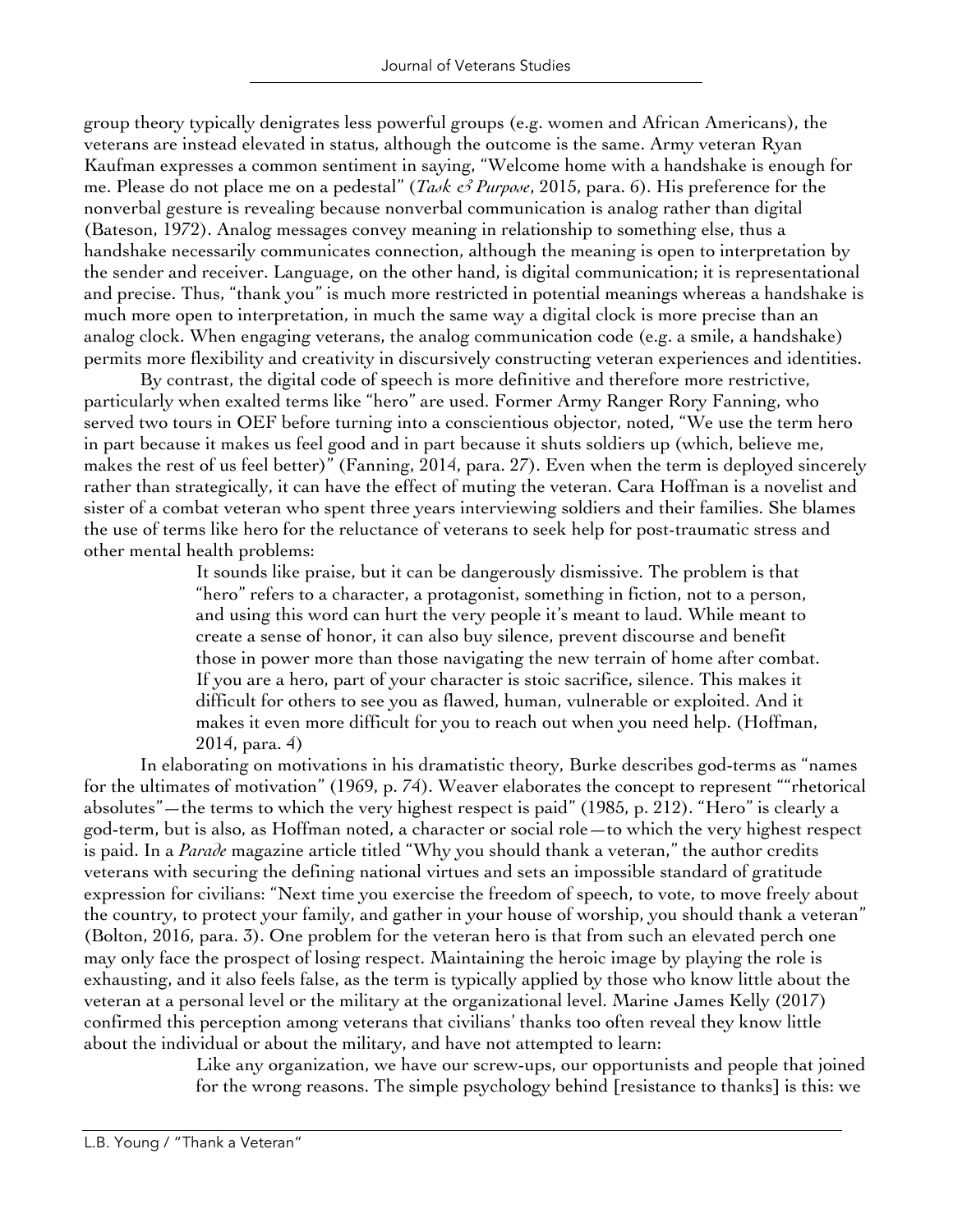group theory typically denigrates less powerful groups (e.g. women and African Americans), the veterans are instead elevated in status, although the outcome is the same. Army veteran Ryan Kaufman expresses a common sentiment in saying, "Welcome home with a handshake is enough for me. Please do not place me on a pedestal" (*Task & Purpose*, 2015, para. 6). His preference for the nonverbal gesture is revealing because nonverbal communication is analog rather than digital (Bateson, 1972). Analog messages convey meaning in relationship to something else, thus a handshake necessarily communicates connection, although the meaning is open to interpretation by the sender and receiver. Language, on the other hand, is digital communication; it is representational and precise. Thus, "thank you" is much more restricted in potential meanings whereas a handshake is much more open to interpretation, in much the same way a digital clock is more precise than an analog clock. When engaging veterans, the analog communication code (e.g. a smile, a handshake) permits more flexibility and creativity in discursively constructing veteran experiences and identities.

By contrast, the digital code of speech is more definitive and therefore more restrictive, particularly when exalted terms like "hero" are used. Former Army Ranger Rory Fanning, who served two tours in OEF before turning into a conscientious objector, noted, "We use the term hero in part because it makes us feel good and in part because it shuts soldiers up (which, believe me, makes the rest of us feel better)" (Fanning, 2014, para. 27). Even when the term is deployed sincerely rather than strategically, it can have the effect of muting the veteran. Cara Hoffman is a novelist and sister of a combat veteran who spent three years interviewing soldiers and their families. She blames the use of terms like hero for the reluctance of veterans to seek help for post-traumatic stress and other mental health problems:

> It sounds like praise, but it can be dangerously dismissive. The problem is that "hero" refers to a character, a protagonist, something in fiction, not to a person, and using this word can hurt the very people it's meant to laud. While meant to create a sense of honor, it can also buy silence, prevent discourse and benefit those in power more than those navigating the new terrain of home after combat. If you are a hero, part of your character is stoic sacrifice, silence. This makes it difficult for others to see you as flawed, human, vulnerable or exploited. And it makes it even more difficult for you to reach out when you need help. (Hoffman, 2014, para. 4)

In elaborating on motivations in his dramatistic theory, Burke describes god-terms as "names for the ultimates of motivation" (1969, p. 74). Weaver elaborates the concept to represent ""rhetorical absolutes"—the terms to which the very highest respect is paid" (1985, p. 212). "Hero" is clearly a god-term, but is also, as Hoffman noted, a character or social role—to which the very highest respect is paid. In a *Parade* magazine article titled "Why you should thank a veteran," the author credits veterans with securing the defining national virtues and sets an impossible standard of gratitude expression for civilians: "Next time you exercise the freedom of speech, to vote, to move freely about the country, to protect your family, and gather in your house of worship, you should thank a veteran" (Bolton, 2016, para. 3). One problem for the veteran hero is that from such an elevated perch one may only face the prospect of losing respect. Maintaining the heroic image by playing the role is exhausting, and it also feels false, as the term is typically applied by those who know little about the veteran at a personal level or the military at the organizational level. Marine James Kelly (2017) confirmed this perception among veterans that civilians' thanks too often reveal they know little about the individual or about the military, and have not attempted to learn:

> Like any organization, we have our screw-ups, our opportunists and people that joined for the wrong reasons. The simple psychology behind [resistance to thanks] is this: we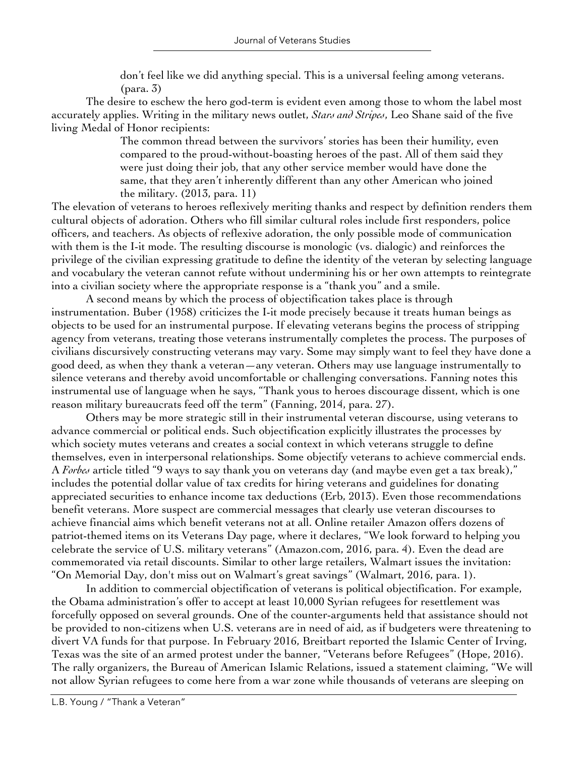> don't feel like we did anything special. This is a universal feeling among veterans. (para. 3)

The desire to eschew the hero god-term is evident even among those to whom the label most accurately applies. Writing in the military news outlet, *Stars and Stripes*, Leo Shane said of the five living Medal of Honor recipients:

> The common thread between the survivors' stories has been their humility, even compared to the proud-without-boasting heroes of the past. All of them said they were just doing their job, that any other service member would have done the same, that they aren't inherently different than any other American who joined the military. (2013, para. 11)

The elevation of veterans to heroes reflexively meriting thanks and respect by definition renders them cultural objects of adoration. Others who fill similar cultural roles include first responders, police officers, and teachers. As objects of reflexive adoration, the only possible mode of communication with them is the I-it mode. The resulting discourse is monologic (vs. dialogic) and reinforces the privilege of the civilian expressing gratitude to define the identity of the veteran by selecting language and vocabulary the veteran cannot refute without undermining his or her own attempts to reintegrate into a civilian society where the appropriate response is a "thank you" and a smile.

A second means by which the process of objectification takes place is through instrumentation. Buber (1958) criticizes the I-it mode precisely because it treats human beings as objects to be used for an instrumental purpose. If elevating veterans begins the process of stripping agency from veterans, treating those veterans instrumentally completes the process. The purposes of civilians discursively constructing veterans may vary. Some may simply want to feel they have done a good deed, as when they thank a veteran—any veteran. Others may use language instrumentally to silence veterans and thereby avoid uncomfortable or challenging conversations. Fanning notes this instrumental use of language when he says, "Thank yous to heroes discourage dissent, which is one reason military bureaucrats feed off the term" (Fanning, 2014, para. 27).

Others may be more strategic still in their instrumental veteran discourse, using veterans to advance commercial or political ends. Such objectification explicitly illustrates the processes by which society mutes veterans and creates a social context in which veterans struggle to define themselves, even in interpersonal relationships. Some objectify veterans to achieve commercial ends. A *Forbes* article titled "9 ways to say thank you on veterans day (and maybe even get a tax break)," includes the potential dollar value of tax credits for hiring veterans and guidelines for donating appreciated securities to enhance income tax deductions (Erb, 2013). Even those recommendations benefit veterans. More suspect are commercial messages that clearly use veteran discourses to achieve financial aims which benefit veterans not at all. Online retailer Amazon offers dozens of patriot-themed items on its Veterans Day page, where it declares, "We look forward to helping you celebrate the service of U.S. military veterans" (Amazon.com, 2016, para. 4). Even the dead are commemorated via retail discounts. Similar to other large retailers, Walmart issues the invitation: "On Memorial Day, don't miss out on Walmart's great savings" (Walmart, 2016, para. 1).

In addition to commercial objectification of veterans is political objectification. For example, the Obama administration's offer to accept at least 10,000 Syrian refugees for resettlement was forcefully opposed on several grounds. One of the counter-arguments held that assistance should not be provided to non-citizens when U.S. veterans are in need of aid, as if budgeters were threatening to divert VA funds for that purpose. In February 2016, Breitbart reported the Islamic Center of Irving, Texas was the site of an armed protest under the banner, "Veterans before Refugees" (Hope, 2016). The rally organizers, the Bureau of American Islamic Relations, issued a statement claiming, "We will not allow Syrian refugees to come here from a war zone while thousands of veterans are sleeping on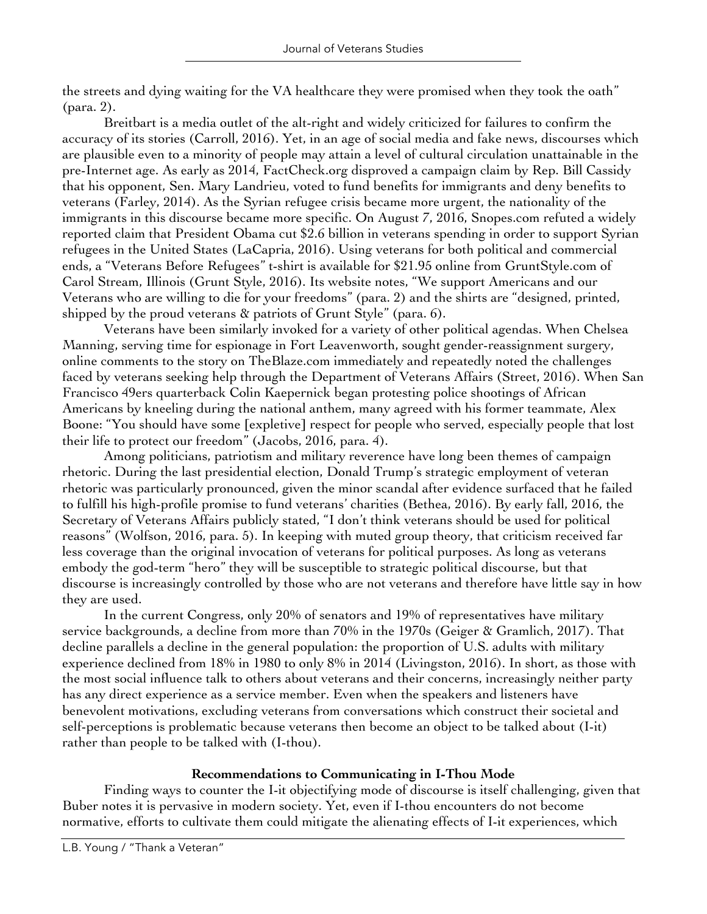the streets and dying waiting for the VA healthcare they were promised when they took the oath" (para. 2).

Breitbart is a media outlet of the alt-right and widely criticized for failures to confirm the accuracy of its stories (Carroll, 2016). Yet, in an age of social media and fake news, discourses which are plausible even to a minority of people may attain a level of cultural circulation unattainable in the pre-Internet age. As early as 2014, FactCheck.org disproved a campaign claim by Rep. Bill Cassidy that his opponent, Sen. Mary Landrieu, voted to fund benefits for immigrants and deny benefits to veterans (Farley, 2014). As the Syrian refugee crisis became more urgent, the nationality of the immigrants in this discourse became more specific. On August 7, 2016, Snopes.com refuted a widely reported claim that President Obama cut $2.6 billion in veterans spending in order to support Syrian refugees in the United States (LaCapria, 2016). Using veterans for both political and commercial ends, a "Veterans Before Refugees" t-shirt is available for $21.95 online from GruntStyle.com of Carol Stream, Illinois (Grunt Style, 2016). Its website notes, "We support Americans and our Veterans who are willing to die for your freedoms" (para. 2) and the shirts are "designed, printed, shipped by the proud veterans & patriots of Grunt Style" (para. 6).

Veterans have been similarly invoked for a variety of other political agendas. When Chelsea Manning, serving time for espionage in Fort Leavenworth, sought gender-reassignment surgery, online comments to the story on TheBlaze.com immediately and repeatedly noted the challenges faced by veterans seeking help through the Department of Veterans Affairs (Street, 2016). When San Francisco 49ers quarterback Colin Kaepernick began protesting police shootings of African Americans by kneeling during the national anthem, many agreed with his former teammate, Alex Boone: "You should have some [expletive] respect for people who served, especially people that lost their life to protect our freedom" (Jacobs, 2016, para. 4).

Among politicians, patriotism and military reverence have long been themes of campaign rhetoric. During the last presidential election, Donald Trump's strategic employment of veteran rhetoric was particularly pronounced, given the minor scandal after evidence surfaced that he failed to fulfill his high-profile promise to fund veterans' charities (Bethea, 2016). By early fall, 2016, the Secretary of Veterans Affairs publicly stated, "I don't think veterans should be used for political reasons" (Wolfson, 2016, para. 5). In keeping with muted group theory, that criticism received far less coverage than the original invocation of veterans for political purposes. As long as veterans embody the god-term "hero" they will be susceptible to strategic political discourse, but that discourse is increasingly controlled by those who are not veterans and therefore have little say in how they are used.

In the current Congress, only 20% of senators and 19% of representatives have military service backgrounds, a decline from more than 70% in the 1970s (Geiger & Gramlich, 2017). That decline parallels a decline in the general population: the proportion of U.S. adults with military experience declined from 18% in 1980 to only 8% in 2014 (Livingston, 2016). In short, as those with the most social influence talk to others about veterans and their concerns, increasingly neither party has any direct experience as a service member. Even when the speakers and listeners have benevolent motivations, excluding veterans from conversations which construct their societal and self-perceptions is problematic because veterans then become an object to be talked about (I-it) rather than people to be talked with (I-thou).

## Recommendations to Communicating in I-Thou Mode

Finding ways to counter the I-it objectifying mode of discourse is itself challenging, given that Buber notes it is pervasive in modern society. Yet, even if I-thou encounters do not become normative, efforts to cultivate them could mitigate the alienating effects of I-it experiences, which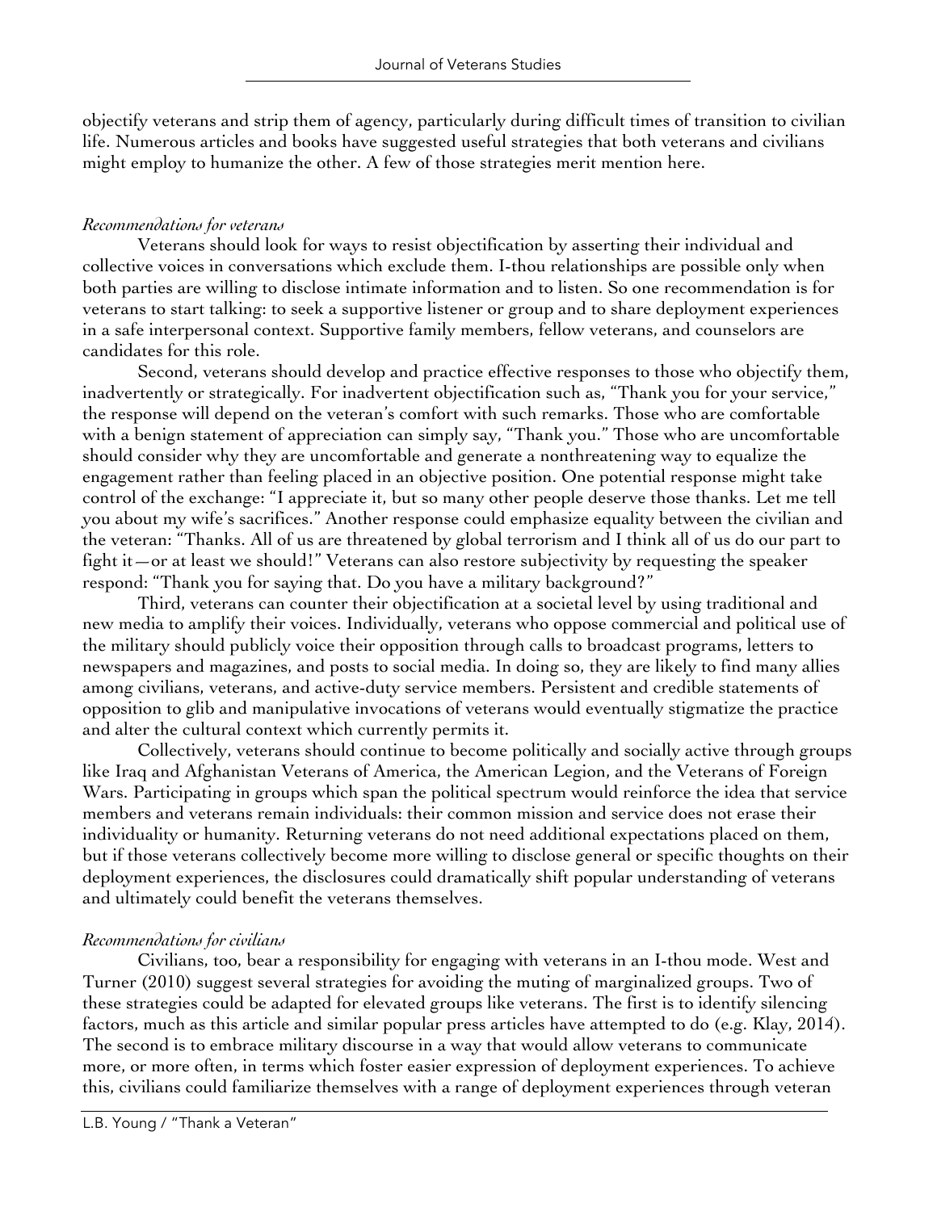objectify veterans and strip them of agency, particularly during difficult times of transition to civilian life. Numerous articles and books have suggested useful strategies that both veterans and civilians might employ to humanize the other. A few of those strategies merit mention here.

### *Recommendations for veterans*

Veterans should look for ways to resist objectification by asserting their individual and collective voices in conversations which exclude them. I-thou relationships are possible only when both parties are willing to disclose intimate information and to listen. So one recommendation is for veterans to start talking: to seek a supportive listener or group and to share deployment experiences in a safe interpersonal context. Supportive family members, fellow veterans, and counselors are candidates for this role.

Second, veterans should develop and practice effective responses to those who objectify them, inadvertently or strategically. For inadvertent objectification such as, "Thank you for your service," the response will depend on the veteran's comfort with such remarks. Those who are comfortable with a benign statement of appreciation can simply say, "Thank you." Those who are uncomfortable should consider why they are uncomfortable and generate a nonthreatening way to equalize the engagement rather than feeling placed in an objective position. One potential response might take control of the exchange: "I appreciate it, but so many other people deserve those thanks. Let me tell you about my wife's sacrifices." Another response could emphasize equality between the civilian and the veteran: "Thanks. All of us are threatened by global terrorism and I think all of us do our part to fight it—or at least we should!" Veterans can also restore subjectivity by requesting the speaker respond: "Thank you for saying that. Do you have a military background?"

Third, veterans can counter their objectification at a societal level by using traditional and new media to amplify their voices. Individually, veterans who oppose commercial and political use of the military should publicly voice their opposition through calls to broadcast programs, letters to newspapers and magazines, and posts to social media. In doing so, they are likely to find many allies among civilians, veterans, and active-duty service members. Persistent and credible statements of opposition to glib and manipulative invocations of veterans would eventually stigmatize the practice and alter the cultural context which currently permits it.

Collectively, veterans should continue to become politically and socially active through groups like Iraq and Afghanistan Veterans of America, the American Legion, and the Veterans of Foreign Wars. Participating in groups which span the political spectrum would reinforce the idea that service members and veterans remain individuals: their common mission and service does not erase their individuality or humanity. Returning veterans do not need additional expectations placed on them, but if those veterans collectively become more willing to disclose general or specific thoughts on their deployment experiences, the disclosures could dramatically shift popular understanding of veterans and ultimately could benefit the veterans themselves.

### *Recommendations for civilians*

Civilians, too, bear a responsibility for engaging with veterans in an I-thou mode. West and Turner (2010) suggest several strategies for avoiding the muting of marginalized groups. Two of these strategies could be adapted for elevated groups like veterans. The first is to identify silencing factors, much as this article and similar popular press articles have attempted to do (e.g. Klay, 2014). The second is to embrace military discourse in a way that would allow veterans to communicate more, or more often, in terms which foster easier expression of deployment experiences. To achieve this, civilians could familiarize themselves with a range of deployment experiences through veteran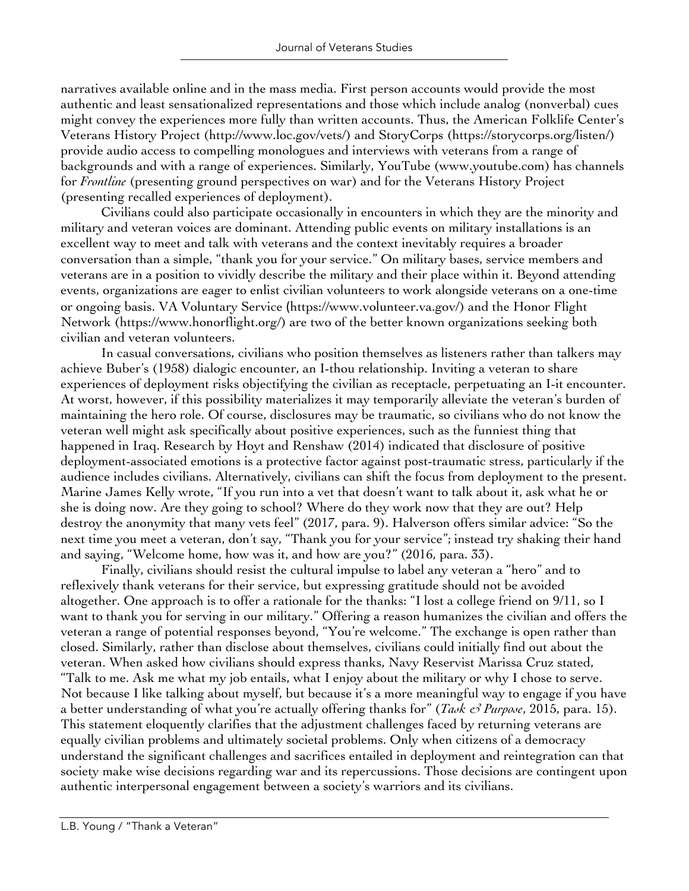narratives available online and in the mass media. First person accounts would provide the most authentic and least sensationalized representations and those which include analog (nonverbal) cues might convey the experiences more fully than written accounts. Thus, the American Folklife Center's Veterans History Project (http://www.loc.gov/vets/) and StoryCorps (https://storycorps.org/listen/) provide audio access to compelling monologues and interviews with veterans from a range of backgrounds and with a range of experiences. Similarly, YouTube (www.youtube.com) has channels for *Frontline* (presenting ground perspectives on war) and for the Veterans History Project (presenting recalled experiences of deployment).

Civilians could also participate occasionally in encounters in which they are the minority and military and veteran voices are dominant. Attending public events on military installations is an excellent way to meet and talk with veterans and the context inevitably requires a broader conversation than a simple, "thank you for your service." On military bases, service members and veterans are in a position to vividly describe the military and their place within it. Beyond attending events, organizations are eager to enlist civilian volunteers to work alongside veterans on a one-time or ongoing basis. VA Voluntary Service (https://www.volunteer.va.gov/) and the Honor Flight Network (https://www.honorflight.org/) are two of the better known organizations seeking both civilian and veteran volunteers.

In casual conversations, civilians who position themselves as listeners rather than talkers may achieve Buber's (1958) dialogic encounter, an I-thou relationship. Inviting a veteran to share experiences of deployment risks objectifying the civilian as receptacle, perpetuating an I-it encounter. At worst, however, if this possibility materializes it may temporarily alleviate the veteran's burden of maintaining the hero role. Of course, disclosures may be traumatic, so civilians who do not know the veteran well might ask specifically about positive experiences, such as the funniest thing that happened in Iraq. Research by Hoyt and Renshaw (2014) indicated that disclosure of positive deployment-associated emotions is a protective factor against post-traumatic stress, particularly if the audience includes civilians. Alternatively, civilians can shift the focus from deployment to the present. Marine James Kelly wrote, "If you run into a vet that doesn't want to talk about it, ask what he or she is doing now. Are they going to school? Where do they work now that they are out? Help destroy the anonymity that many vets feel" (2017, para. 9). Halverson offers similar advice: "So the next time you meet a veteran, don't say, "Thank you for your service"; instead try shaking their hand and saying, "Welcome home, how was it, and how are you?" (2016, para. 33).

Finally, civilians should resist the cultural impulse to label any veteran a "hero" and to reflexively thank veterans for their service, but expressing gratitude should not be avoided altogether. One approach is to offer a rationale for the thanks: "I lost a college friend on 9/11, so I want to thank you for serving in our military." Offering a reason humanizes the civilian and offers the veteran a range of potential responses beyond, "You're welcome." The exchange is open rather than closed. Similarly, rather than disclose about themselves, civilians could initially find out about the veteran. When asked how civilians should express thanks, Navy Reservist Marissa Cruz stated, "Talk to me. Ask me what my job entails, what I enjoy about the military or why I chose to serve. Not because I like talking about myself, but because it's a more meaningful way to engage if you have a better understanding of what you're actually offering thanks for" (*Task & Purpose*, 2015, para. 15). This statement eloquently clarifies that the adjustment challenges faced by returning veterans are equally civilian problems and ultimately societal problems. Only when citizens of a democracy understand the significant challenges and sacrifices entailed in deployment and reintegration can that society make wise decisions regarding war and its repercussions. Those decisions are contingent upon authentic interpersonal engagement between a society's warriors and its civilians.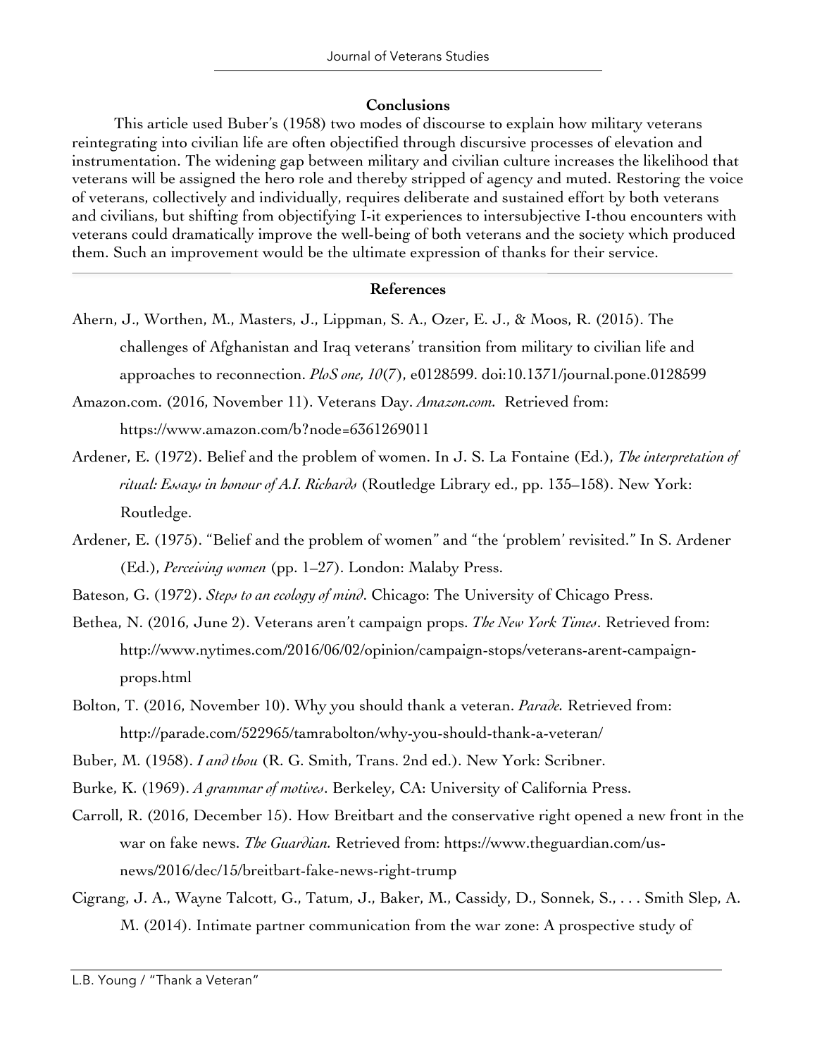## Conclusions

This article used Buber's (1958) two modes of discourse to explain how military veterans reintegrating into civilian life are often objectified through discursive processes of elevation and instrumentation. The widening gap between military and civilian culture increases the likelihood that veterans will be assigned the hero role and thereby stripped of agency and muted. Restoring the voice of veterans, collectively and individually, requires deliberate and sustained effort by both veterans and civilians, but shifting from objectifying I-it experiences to intersubjective I-thou encounters with veterans could dramatically improve the well-being of both veterans and the society which produced them. Such an improvement would be the ultimate expression of thanks for their service.

## References

Ahern, J., Worthen, M., Masters, J., Lippman, S. A., Ozer, E. J., & Moos, R. (2015). The challenges of Afghanistan and Iraq veterans' transition from military to civilian life and approaches to reconnection. *PloS one, 10*(7), e0128599. doi:10.1371/journal.pone.0128599

Amazon.com. (2016, November 11). Veterans Day. *Amazon.com.* Retrieved from: https://www.amazon.com/b?node=6361269011

Ardener, E. (1972). Belief and the problem of women. In J. S. La Fontaine (Ed.), *The interpretation of ritual: Essays in honour of A.I. Richards* (Routledge Library ed., pp. 135–158). New York: Routledge.

Ardener, E. (1975). "Belief and the problem of women" and "the 'problem' revisited." In S. Ardener (Ed.), *Perceiving women* (pp. 1–27). London: Malaby Press.

Bateson, G. (1972). *Steps to an ecology of mind*. Chicago: The University of Chicago Press.

Bethea, N. (2016, June 2). Veterans aren't campaign props. *The New York Times*. Retrieved from: http://www.nytimes.com/2016/06/02/opinion/campaign-stops/veterans-arent-campaign-props.html

Bolton, T. (2016, November 10). Why you should thank a veteran. *Parade.* Retrieved from: http://parade.com/522965/tamrabolton/why-you-should-thank-a-veteran/

Buber, M. (1958). *I and thou* (R. G. Smith, Trans. 2nd ed.). New York: Scribner.

Burke, K. (1969). *A grammar of motives*. Berkeley, CA: University of California Press.

Carroll, R. (2016, December 15). How Breitbart and the conservative right opened a new front in the war on fake news. *The Guardian.* Retrieved from: https://www.theguardian.com/us-news/2016/dec/15/breitbart-fake-news-right-trump

Cigrang, J. A., Wayne Talcott, G., Tatum, J., Baker, M., Cassidy, D., Sonnek, S., . . . Smith Slep, A. M. (2014). Intimate partner communication from the war zone: A prospective study of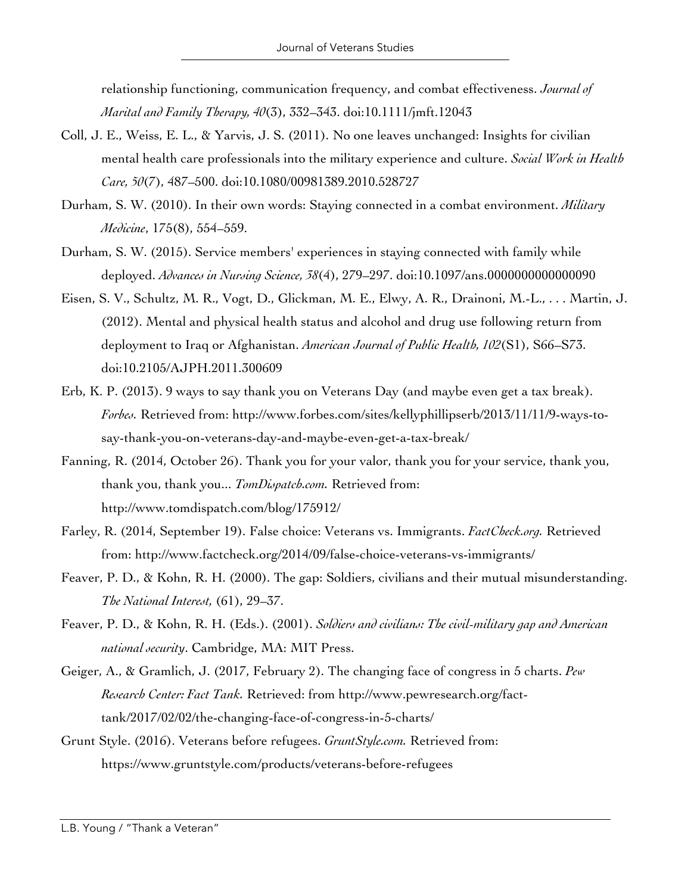relationship functioning, communication frequency, and combat effectiveness. *Journal of Marital and Family Therapy, 40*(3), 332–343. doi:10.1111/jmft.12043

Coll, J. E., Weiss, E. L., & Yarvis, J. S. (2011). No one leaves unchanged: Insights for civilian mental health care professionals into the military experience and culture. *Social Work in Health Care, 50*(7), 487–500. doi:10.1080/00981389.2010.528727

Durham, S. W. (2010). In their own words: Staying connected in a combat environment. *Military Medicine*, 175(8), 554–559.

Durham, S. W. (2015). Service members' experiences in staying connected with family while deployed. *Advances in Nursing Science, 38*(4), 279–297. doi:10.1097/ans.0000000000000090

Eisen, S. V., Schultz, M. R., Vogt, D., Glickman, M. E., Elwy, A. R., Drainoni, M.-L., . . . Martin, J. (2012). Mental and physical health status and alcohol and drug use following return from deployment to Iraq or Afghanistan. *American Journal of Public Health, 102*(S1), S66–S73. doi:10.2105/AJPH.2011.300609

Erb, K. P. (2013). 9 ways to say thank you on Veterans Day (and maybe even get a tax break). *Forbes.* Retrieved from: http://www.forbes.com/sites/kellyphillipserb/2013/11/11/9-ways-to-say-thank-you-on-veterans-day-and-maybe-even-get-a-tax-break/

Fanning, R. (2014, October 26). Thank you for your valor, thank you for your service, thank you, thank you, thank you... *TomDispatch.com.* Retrieved from: http://www.tomdispatch.com/blog/175912/

Farley, R. (2014, September 19). False choice: Veterans vs. Immigrants. *FactCheck.org.* Retrieved from: http://www.factcheck.org/2014/09/false-choice-veterans-vs-immigrants/

Feaver, P. D., & Kohn, R. H. (2000). The gap: Soldiers, civilians and their mutual misunderstanding. *The National Interest,* (61), 29–37.

Feaver, P. D., & Kohn, R. H. (Eds.). (2001). *Soldiers and civilians: The civil-military gap and American national security*. Cambridge, MA: MIT Press.

Geiger, A., & Gramlich, J. (2017, February 2). The changing face of congress in 5 charts. *Pew Research Center: Fact Tank.* Retrieved: from http://www.pewresearch.org/fact-tank/2017/02/02/the-changing-face-of-congress-in-5-charts/

Grunt Style. (2016). Veterans before refugees. *GruntStyle.com.* Retrieved from: https://www.gruntstyle.com/products/veterans-before-refugees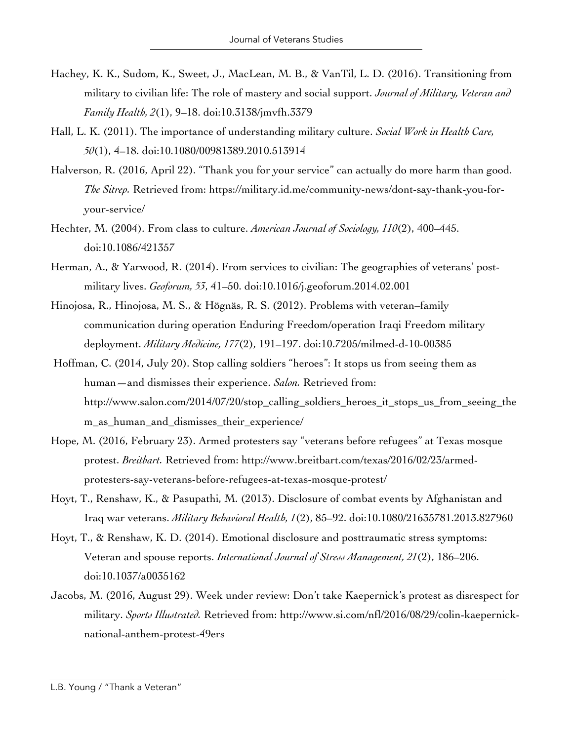Hachey, K. K., Sudom, K., Sweet, J., MacLean, M. B., & VanTil, L. D. (2016). Transitioning from military to civilian life: The role of mastery and social support. *Journal of Military, Veteran and Family Health, 2*(1), 9–18. doi:10.3138/jmvfh.3379

Hall, L. K. (2011). The importance of understanding military culture. *Social Work in Health Care, 50*(1), 4–18. doi:10.1080/00981389.2010.513914

Halverson, R. (2016, April 22). "Thank you for your service" can actually do more harm than good. *The Sitrep.* Retrieved from: https://military.id.me/community-news/dont-say-thank-you-for-your-service/

Hechter, M. (2004). From class to culture. *American Journal of Sociology, 110*(2), 400–445. doi:10.1086/421357

Herman, A., & Yarwood, R. (2014). From services to civilian: The geographies of veterans' post-military lives. *Geoforum, 53*, 41–50. doi:10.1016/j.geoforum.2014.02.001

Hinojosa, R., Hinojosa, M. S., & Högnäs, R. S. (2012). Problems with veteran–family communication during operation Enduring Freedom/operation Iraqi Freedom military deployment. *Military Medicine, 177*(2), 191–197. doi:10.7205/milmed-d-10-00385

Hoffman, C. (2014, July 20). Stop calling soldiers "heroes": It stops us from seeing them as human—and dismisses their experience. *Salon.* Retrieved from: http://www.salon.com/2014/07/20/stop_calling_soldiers_heroes_it_stops_us_from_seeing_them_as_human_and_dismisses_their_experience/

Hope, M. (2016, February 23). Armed protesters say "veterans before refugees" at Texas mosque protest. *Breitbart.* Retrieved from: http://www.breitbart.com/texas/2016/02/23/armed-protesters-say-veterans-before-refugees-at-texas-mosque-protest/

Hoyt, T., Renshaw, K., & Pasupathi, M. (2013). Disclosure of combat events by Afghanistan and Iraq war veterans. *Military Behavioral Health, 1*(2), 85–92. doi:10.1080/21635781.2013.827960

Hoyt, T., & Renshaw, K. D. (2014). Emotional disclosure and posttraumatic stress symptoms: Veteran and spouse reports. *International Journal of Stress Management, 21*(2), 186–206. doi:10.1037/a0035162

Jacobs, M. (2016, August 29). Week under review: Don't take Kaepernick's protest as disrespect for military. *Sports Illustrated.* Retrieved from: http://www.si.com/nfl/2016/08/29/colin-kaepernick-national-anthem-protest-49ers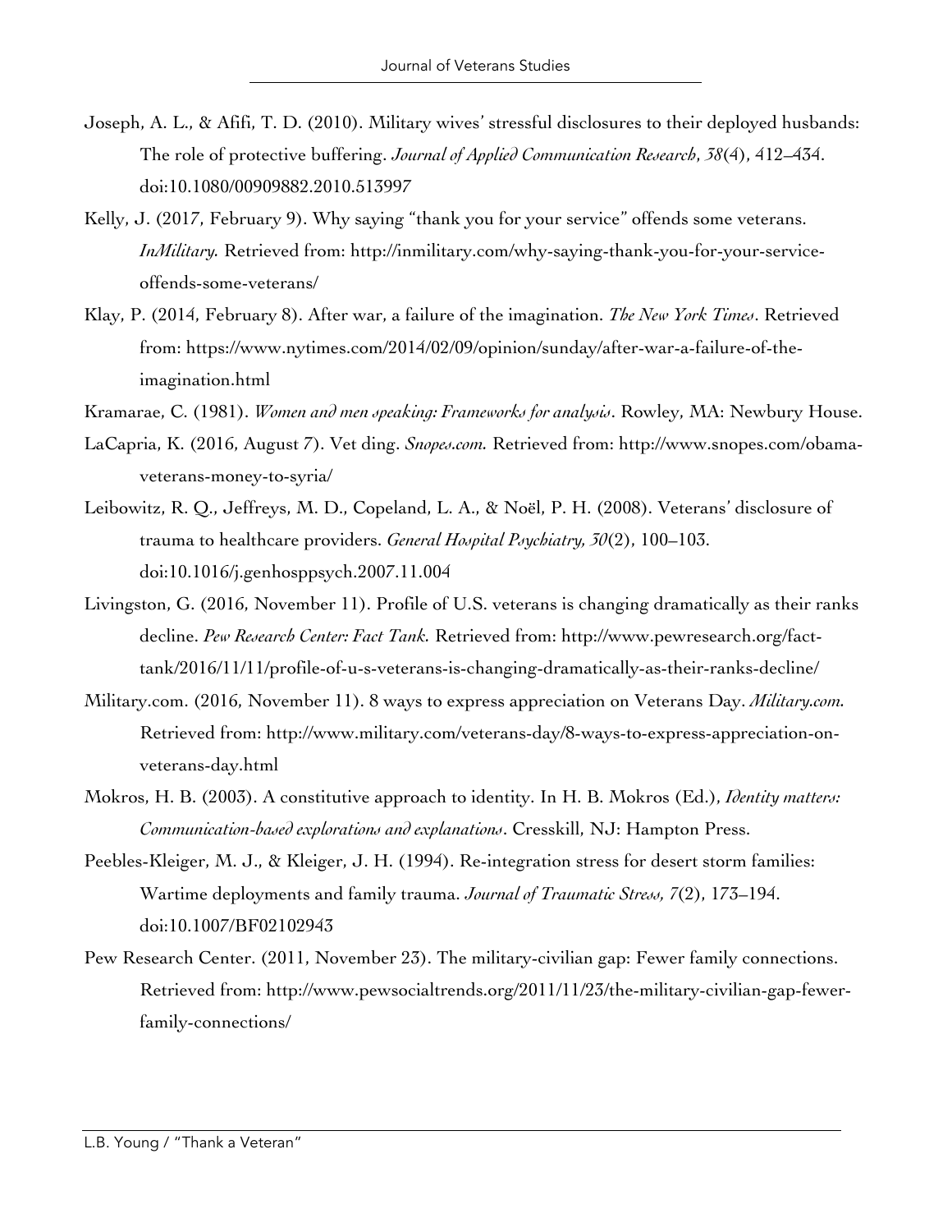Joseph, A. L., & Afifi, T. D. (2010). Military wives' stressful disclosures to their deployed husbands: The role of protective buffering. *Journal of Applied Communication Research*, *38*(4), 412–434. doi:10.1080/00909882.2010.513997

Kelly, J. (2017, February 9). Why saying "thank you for your service" offends some veterans. *InMilitary.* Retrieved from: http://inmilitary.com/why-saying-thank-you-for-your-service-offends-some-veterans/

Klay, P. (2014, February 8). After war, a failure of the imagination. *The New York Times*. Retrieved from: https://www.nytimes.com/2014/02/09/opinion/sunday/after-war-a-failure-of-the-imagination.html

Kramarae, C. (1981). *Women and men speaking: Frameworks for analysis*. Rowley, MA: Newbury House.

LaCapria, K. (2016, August 7). Vet ding. *Snopes.com.* Retrieved from: http://www.snopes.com/obama-veterans-money-to-syria/

Leibowitz, R. Q., Jeffreys, M. D., Copeland, L. A., & Noël, P. H. (2008). Veterans' disclosure of trauma to healthcare providers. *General Hospital Psychiatry, 30*(2), 100–103. doi:10.1016/j.genhosppsych.2007.11.004

Livingston, G. (2016, November 11). Profile of U.S. veterans is changing dramatically as their ranks decline. *Pew Research Center: Fact Tank.* Retrieved from: http://www.pewresearch.org/fact-tank/2016/11/11/profile-of-u-s-veterans-is-changing-dramatically-as-their-ranks-decline/

Military.com. (2016, November 11). 8 ways to express appreciation on Veterans Day. *Military.com.* Retrieved from: http://www.military.com/veterans-day/8-ways-to-express-appreciation-on-veterans-day.html

Mokros, H. B. (2003). A constitutive approach to identity. In H. B. Mokros (Ed.), *Identity matters: Communication-based explorations and explanations*. Cresskill, NJ: Hampton Press.

Peebles-Kleiger, M. J., & Kleiger, J. H. (1994). Re-integration stress for desert storm families: Wartime deployments and family trauma. *Journal of Traumatic Stress, 7*(2), 173–194. doi:10.1007/BF02102943

Pew Research Center. (2011, November 23). The military-civilian gap: Fewer family connections. Retrieved from: http://www.pewsocialtrends.org/2011/11/23/the-military-civilian-gap-fewer-family-connections/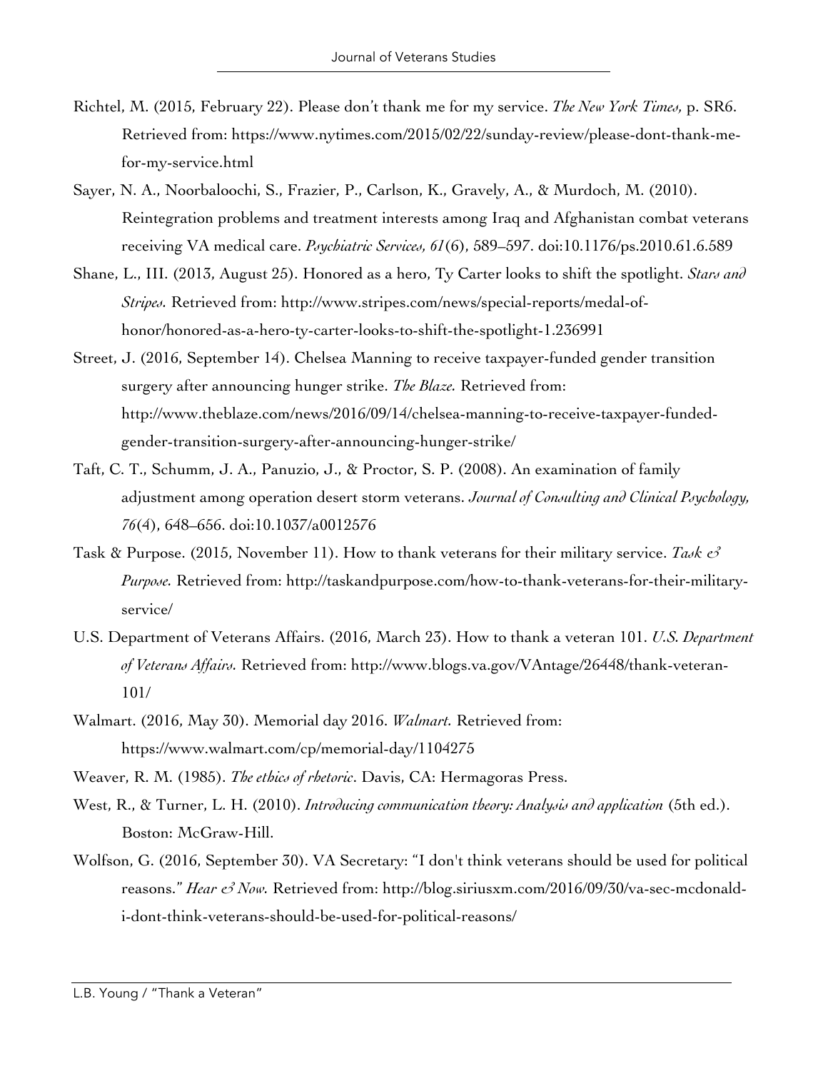Richtel, M. (2015, February 22). Please don't thank me for my service. *The New York Times*, p. SR6. Retrieved from: https://www.nytimes.com/2015/02/22/sunday-review/please-dont-thank-me-for-my-service.html

Sayer, N. A., Noorbaloochi, S., Frazier, P., Carlson, K., Gravely, A., & Murdoch, M. (2010). Reintegration problems and treatment interests among Iraq and Afghanistan combat veterans receiving VA medical care. *Psychiatric Services, 61*(6), 589–597. doi:10.1176/ps.2010.61.6.589

Shane, L., III. (2013, August 25). Honored as a hero, Ty Carter looks to shift the spotlight. *Stars and Stripes.* Retrieved from: http://www.stripes.com/news/special-reports/medal-of-honor/honored-as-a-hero-ty-carter-looks-to-shift-the-spotlight-1.236991

Street, J. (2016, September 14). Chelsea Manning to receive taxpayer-funded gender transition surgery after announcing hunger strike. *The Blaze.* Retrieved from: http://www.theblaze.com/news/2016/09/14/chelsea-manning-to-receive-taxpayer-funded-gender-transition-surgery-after-announcing-hunger-strike/

Taft, C. T., Schumm, J. A., Panuzio, J., & Proctor, S. P. (2008). An examination of family adjustment among operation desert storm veterans. *Journal of Consulting and Clinical Psychology, 76*(4), 648–656. doi:10.1037/a0012576

Task & Purpose. (2015, November 11). How to thank veterans for their military service. *Task & Purpose.* Retrieved from: http://taskandpurpose.com/how-to-thank-veterans-for-their-military-service/

U.S. Department of Veterans Affairs. (2016, March 23). How to thank a veteran 101. *U.S. Department of Veterans Affairs.* Retrieved from: http://www.blogs.va.gov/VAntage/26448/thank-veteran-101/

Walmart. (2016, May 30). Memorial day 2016. *Walmart.* Retrieved from: https://www.walmart.com/cp/memorial-day/1104275

Weaver, R. M. (1985). *The ethics of rhetoric*. Davis, CA: Hermagoras Press.

West, R., & Turner, L. H. (2010). *Introducing communication theory: Analysis and application* (5th ed.). Boston: McGraw-Hill.

Wolfson, G. (2016, September 30). VA Secretary: "I don't think veterans should be used for political reasons." *Hear & Now.* Retrieved from: http://blog.siriusxm.com/2016/09/30/va-sec-mcdonald-i-dont-think-veterans-should-be-used-for-political-reasons/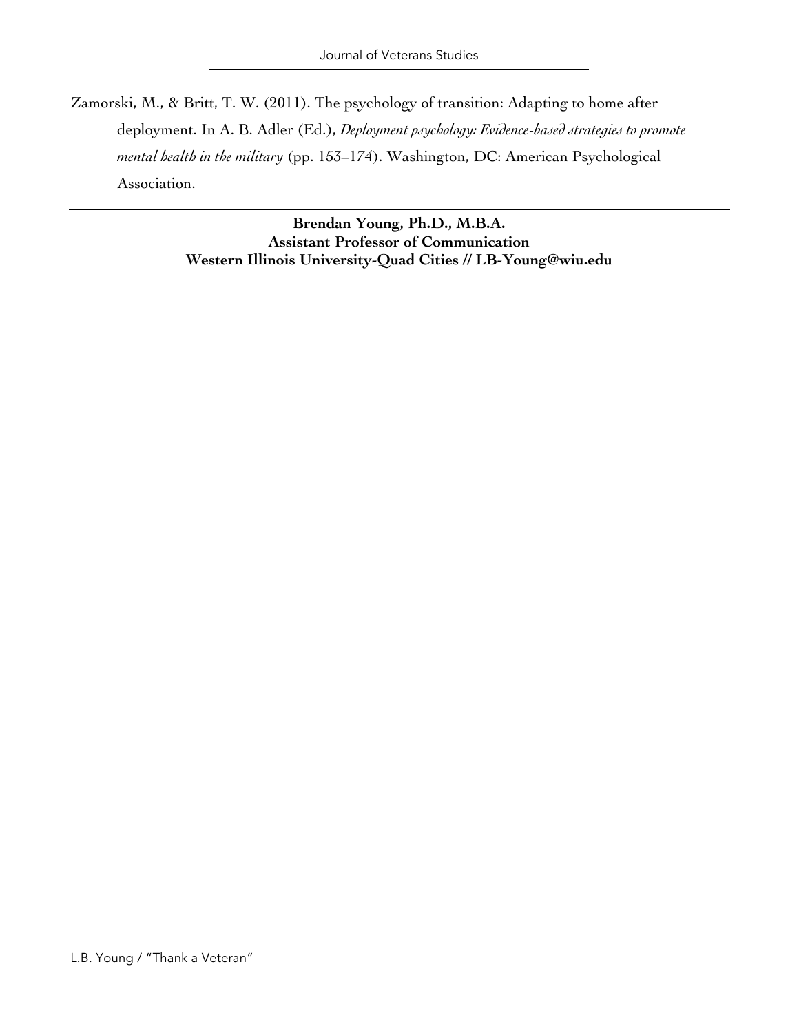Zamorski, M., & Britt, T. W. (2011). The psychology of transition: Adapting to home after deployment. In A. B. Adler (Ed.), *Deployment psychology: Evidence-based strategies to promote mental health in the military* (pp. 153–174). Washington, DC: American Psychological Association.

---

**Brendan Young, Ph.D., M.B.A.**
**Assistant Professor of Communication**
**Western Illinois University-Quad Cities // LB-Young@wiu.edu**

---